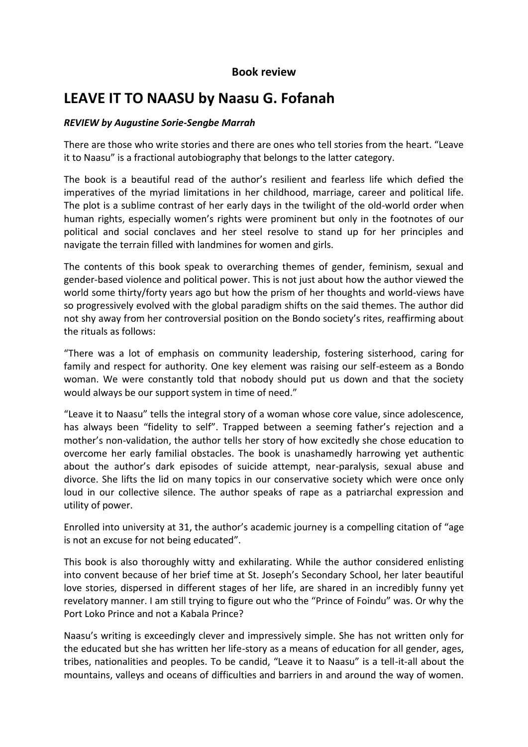**Book review**

# LEAVE IT TO NAASU by Naasu G. Fofanah

***REVIEW by Augustine Sorie-Sengbe Marrah***

There are those who write stories and there are ones who tell stories from the heart. "Leave it to Naasu" is a fractional autobiography that belongs to the latter category.

The book is a beautiful read of the author's resilient and fearless life which defied the imperatives of the myriad limitations in her childhood, marriage, career and political life. The plot is a sublime contrast of her early days in the twilight of the old-world order when human rights, especially women's rights were prominent but only in the footnotes of our political and social conclaves and her steel resolve to stand up for her principles and navigate the terrain filled with landmines for women and girls.

The contents of this book speak to overarching themes of gender, feminism, sexual and gender-based violence and political power. This is not just about how the author viewed the world some thirty/forty years ago but how the prism of her thoughts and world-views have so progressively evolved with the global paradigm shifts on the said themes. The author did not shy away from her controversial position on the Bondo society's rites, reaffirming about the rituals as follows:

"There was a lot of emphasis on community leadership, fostering sisterhood, caring for family and respect for authority. One key element was raising our self-esteem as a Bondo woman. We were constantly told that nobody should put us down and that the society would always be our support system in time of need."

"Leave it to Naasu" tells the integral story of a woman whose core value, since adolescence, has always been "fidelity to self". Trapped between a seeming father's rejection and a mother's non-validation, the author tells her story of how excitedly she chose education to overcome her early familial obstacles. The book is unashamedly harrowing yet authentic about the author's dark episodes of suicide attempt, near-paralysis, sexual abuse and divorce. She lifts the lid on many topics in our conservative society which were once only loud in our collective silence. The author speaks of rape as a patriarchal expression and utility of power.

Enrolled into university at 31, the author's academic journey is a compelling citation of "age is not an excuse for not being educated".

This book is also thoroughly witty and exhilarating. While the author considered enlisting into convent because of her brief time at St. Joseph's Secondary School, her later beautiful love stories, dispersed in different stages of her life, are shared in an incredibly funny yet revelatory manner. I am still trying to figure out who the "Prince of Foindu" was. Or why the Port Loko Prince and not a Kabala Prince?

Naasu's writing is exceedingly clever and impressively simple. She has not written only for the educated but she has written her life-story as a means of education for all gender, ages, tribes, nationalities and peoples. To be candid, "Leave it to Naasu" is a tell-it-all about the mountains, valleys and oceans of difficulties and barriers in and around the way of women.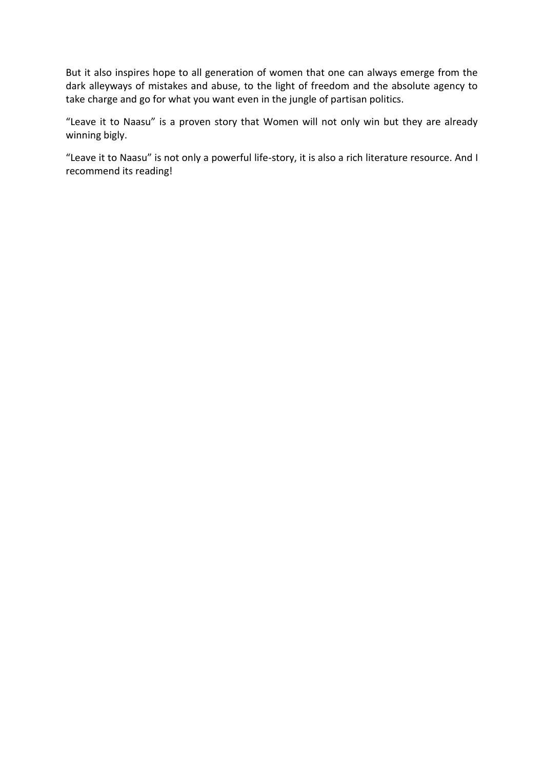But it also inspires hope to all generation of women that one can always emerge from the dark alleyways of mistakes and abuse, to the light of freedom and the absolute agency to take charge and go for what you want even in the jungle of partisan politics.

“Leave it to Naasu” is a proven story that Women will not only win but they are already winning bigly.

“Leave it to Naasu” is not only a powerful life-story, it is also a rich literature resource. And I recommend its reading!